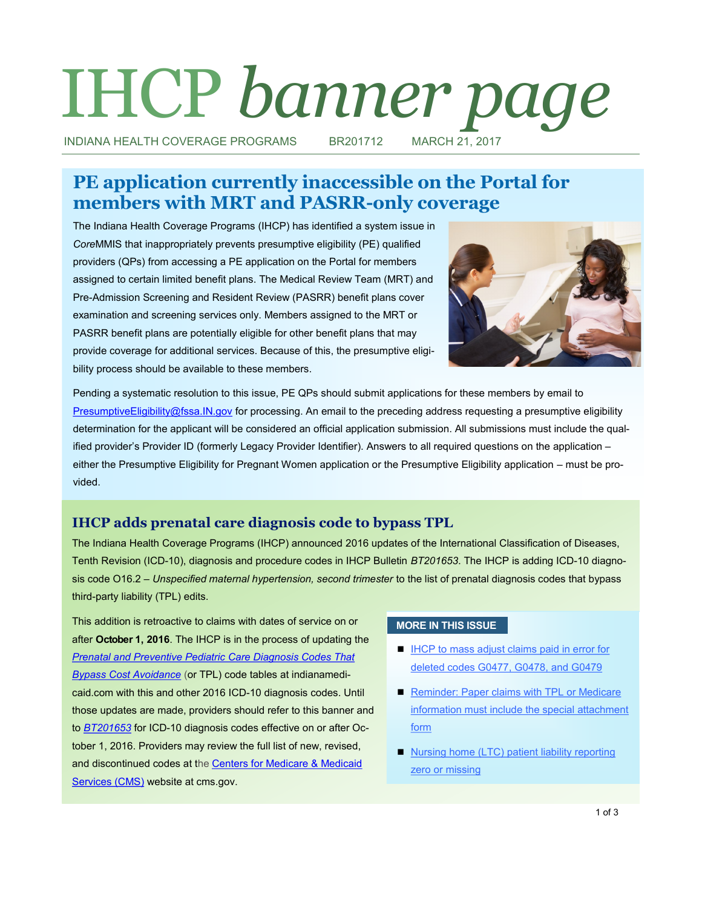# IHCP *banner page*

INDIANA HEALTH COVERAGE PROGRAMS BR201712 MARCH 21, 2017

## PE application currently inaccessible on the Portal for members with MRT and PASRR-only coverage

The Indiana Health Coverage Programs (IHCP) has identified a system issue in *Core*MMIS that inappropriately prevents presumptive eligibility (PE) qualified providers (QPs) from accessing a PE application on the Portal for members assigned to certain limited benefit plans. The Medical Review Team (MRT) and Pre-Admission Screening and Resident Review (PASRR) benefit plans cover examination and screening services only. Members assigned to the MRT or PASRR benefit plans are potentially eligible for other benefit plans that may provide coverage for additional services. Because of this, the presumptive eligibility process should be available to these members.

Pending a systematic resolution to this issue, PE QPs should submit applications for these members by email to PresumptiveEligibility@fssa.IN.gov for processing. An email to the preceding address requesting a presumptive eligibility determination for the applicant will be considered an official application submission. All submissions must include the qualified provider's Provider ID (formerly Legacy Provider Identifier). Answers to all required questions on the application – either the Presumptive Eligibility for Pregnant Women application or the Presumptive Eligibility application – must be provided.

## IHCP adds prenatal care diagnosis code to bypass TPL

The Indiana Health Coverage Programs (IHCP) announced 2016 updates of the International Classification of Diseases, Tenth Revision (ICD-10), diagnosis and procedure codes in IHCP Bulletin *BT201653*. The IHCP is adding ICD-10 diagnosis code O16.2 – *Unspecified maternal hypertension, second trimester* to the list of prenatal diagnosis codes that bypass third-party liability (TPL) edits.

This addition is retroactive to claims with dates of service on or after **October 1, 2016**. The IHCP is in the process of updating the *Prenatal and Preventive Pediatric Care Diagnosis Codes That Bypass Cost Avoidance* (or TPL) code tables at indianamedicaid.com with this and other 2016 ICD-10 diagnosis codes. Until those updates are made, providers should refer to this banner and to *BT201653* for ICD-10 diagnosis codes effective on or after October 1, 2016. Providers may review the full list of new, revised, and discontinued codes at the Centers for Medicare & Medicaid Services (CMS) website at cms.gov.

### MORE IN THIS ISSUE

- IHCP to mass adjust claims paid in error for deleted codes G0477, G0478, and G0479
- Reminder: Paper claims with TPL or Medicare information must include the special attachment form
- Nursing home (LTC) patient liability reporting zero or missing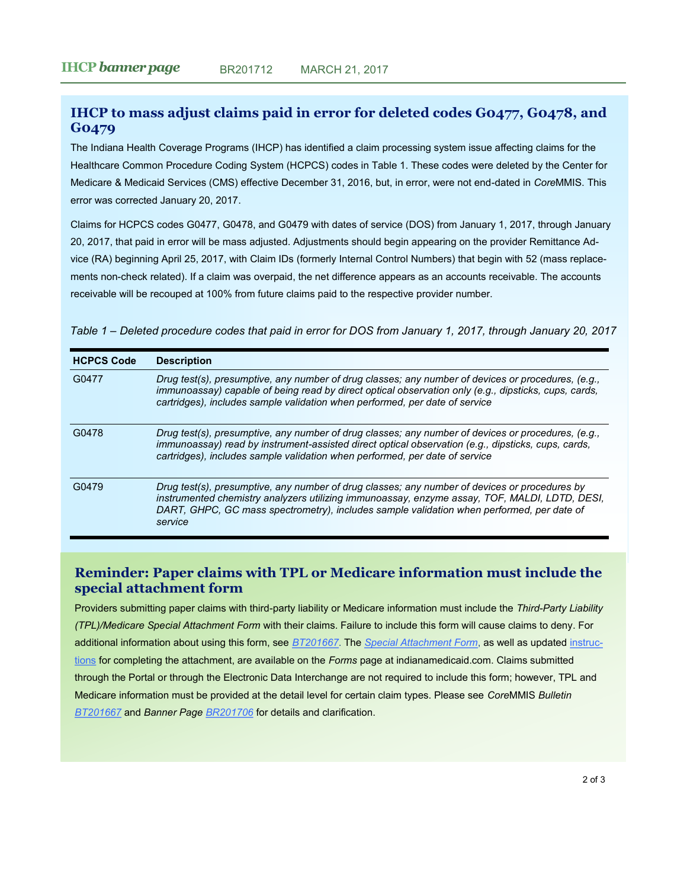## IHCP to mass adjust claims paid in error for deleted codes G0477, G0478, and G0479

The Indiana Health Coverage Programs (IHCP) has identified a claim processing system issue affecting claims for the Healthcare Common Procedure Coding System (HCPCS) codes in Table 1. These codes were deleted by the Center for Medicare & Medicaid Services (CMS) effective December 31, 2016, but, in error, were not end-dated in *Core*MMIS. This error was corrected January 20, 2017.

Claims for HCPCS codes G0477, G0478, and G0479 with dates of service (DOS) from January 1, 2017, through January 20, 2017, that paid in error will be mass adjusted. Adjustments should begin appearing on the provider Remittance Advice (RA) beginning April 25, 2017, with Claim IDs (formerly Internal Control Numbers) that begin with 52 (mass replacements non-check related). If a claim was overpaid, the net difference appears as an accounts receivable. The accounts receivable will be recouped at 100% from future claims paid to the respective provider number.

*Table 1 – Deleted procedure codes that paid in error for DOS from January 1, 2017, through January 20, 2017*

| HCPCS Code | Description |
|---|---|
| G0477 | *Drug test(s), presumptive, any number of drug classes; any number of devices or procedures, (e.g., immunoassay) capable of being read by direct optical observation only (e.g., dipsticks, cups, cards, cartridges), includes sample validation when performed, per date of service* |
| G0478 | *Drug test(s), presumptive, any number of drug classes; any number of devices or procedures, (e.g., immunoassay) read by instrument-assisted direct optical observation (e.g., dipsticks, cups, cards, cartridges), includes sample validation when performed, per date of service* |
| G0479 | *Drug test(s), presumptive, any number of drug classes; any number of devices or procedures by instrumented chemistry analyzers utilizing immunoassay, enzyme assay, TOF, MALDI, LDTD, DESI, DART, GHPC, GC mass spectrometry), includes sample validation when performed, per date of service* |

## Reminder: Paper claims with TPL or Medicare information must include the special attachment form

Providers submitting paper claims with third-party liability or Medicare information must include the *Third-Party Liability (TPL)/Medicare Special Attachment Form* with their claims. Failure to include this form will cause claims to deny. For additional information about using this form, see *BT201667*. The *Special Attachment Form*, as well as updated instructions for completing the attachment, are available on the *Forms* page at indianamedicaid.com. Claims submitted through the Portal or through the Electronic Data Interchange are not required to include this form; however, TPL and Medicare information must be provided at the detail level for certain claim types. Please see *Core*MMIS *Bulletin BT201667* and *Banner Page BR201706* for details and clarification.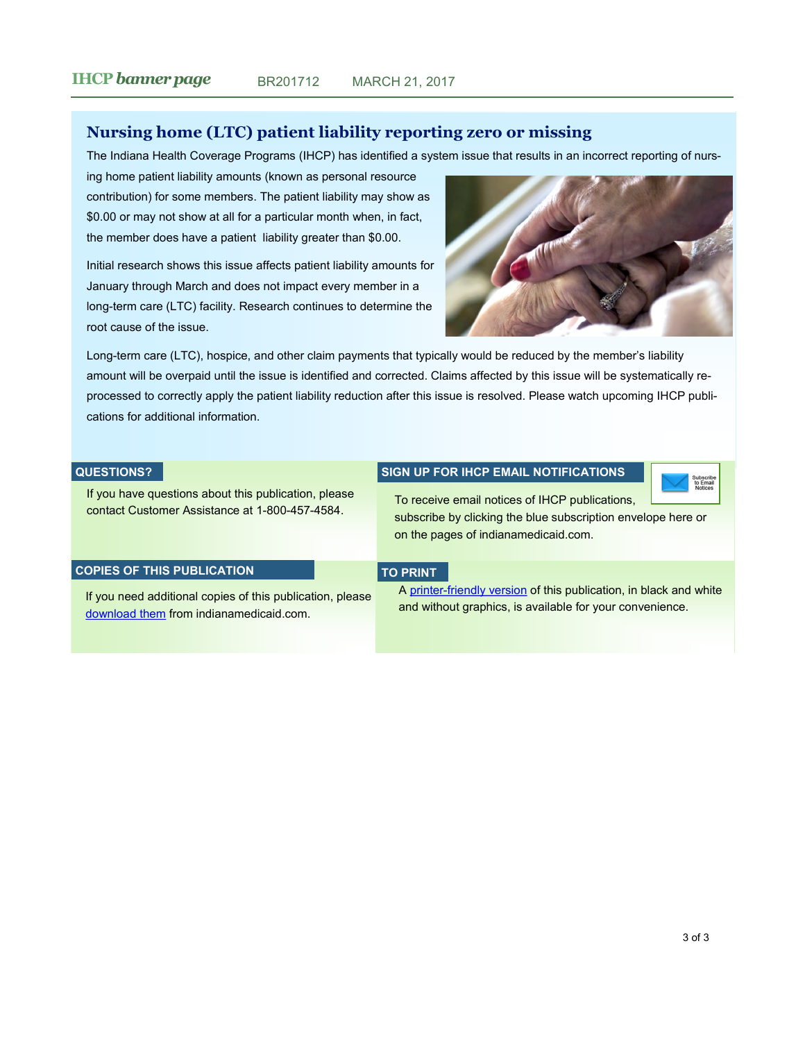## Nursing home (LTC) patient liability reporting zero or missing

The Indiana Health Coverage Programs (IHCP) has identified a system issue that results in an incorrect reporting of nursing home patient liability amounts (known as personal resource contribution) for some members. The patient liability may show as $0.00 or may not show at all for a particular month when, in fact, the member does have a patient liability greater than $0.00.

Initial research shows this issue affects patient liability amounts for January through March and does not impact every member in a long-term care (LTC) facility. Research continues to determine the root cause of the issue.

Long-term care (LTC), hospice, and other claim payments that typically would be reduced by the member's liability amount will be overpaid until the issue is identified and corrected. Claims affected by this issue will be systematically reprocessed to correctly apply the patient liability reduction after this issue is resolved. Please watch upcoming IHCP publications for additional information.

### QUESTIONS?

If you have questions about this publication, please contact Customer Assistance at 1-800-457-4584.

### SIGN UP FOR IHCP EMAIL NOTIFICATIONS

Subscribe to Email Notices

To receive email notices of IHCP publications, subscribe by clicking the blue subscription envelope here or on the pages of indianamedicaid.com.

### COPIES OF THIS PUBLICATION

If you need additional copies of this publication, please download them from indianamedicaid.com.

### TO PRINT

A printer-friendly version of this publication, in black and white and without graphics, is available for your convenience.